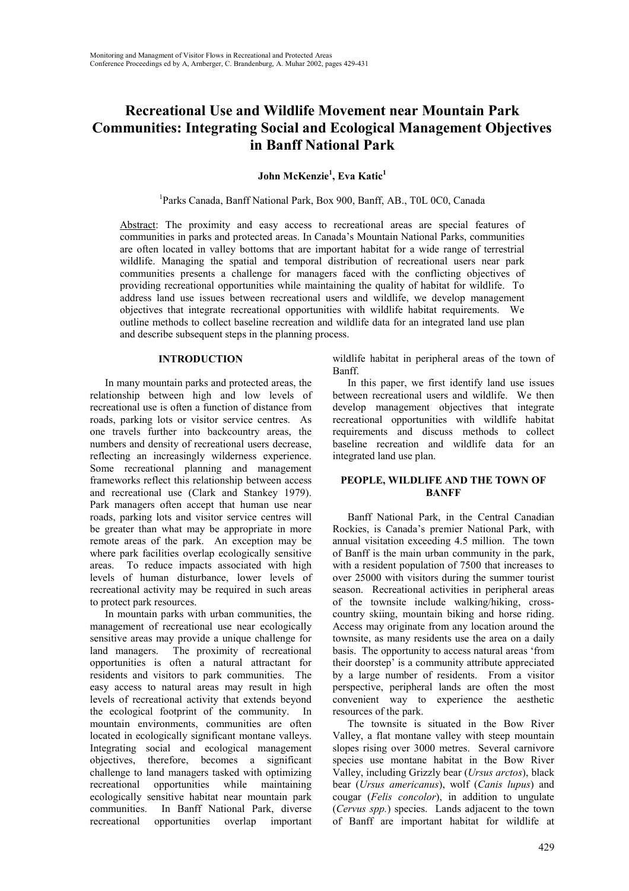# Recreational Use and Wildlife Movement near Mountain Park Communities: Integrating Social and Ecological Management Objectives in Banff National Park

**John McKenzie[1], Eva Katic[1]**

[1]Parks Canada, Banff National Park, Box 900, Banff, AB., T0L 0C0, Canada

Abstract: The proximity and easy access to recreational areas are special features of communities in parks and protected areas. In Canada's Mountain National Parks, communities are often located in valley bottoms that are important habitat for a wide range of terrestrial wildlife. Managing the spatial and temporal distribution of recreational users near park communities presents a challenge for managers faced with the conflicting objectives of providing recreational opportunities while maintaining the quality of habitat for wildlife. To address land use issues between recreational users and wildlife, we develop management objectives that integrate recreational opportunities with wildlife habitat requirements. We outline methods to collect baseline recreation and wildlife data for an integrated land use plan and describe subsequent steps in the planning process.

## INTRODUCTION

In many mountain parks and protected areas, the relationship between high and low levels of recreational use is often a function of distance from roads, parking lots or visitor service centres. As one travels further into backcountry areas, the numbers and density of recreational users decrease, reflecting an increasingly wilderness experience. Some recreational planning and management frameworks reflect this relationship between access and recreational use (Clark and Stankey 1979). Park managers often accept that human use near roads, parking lots and visitor service centres will be greater than what may be appropriate in more remote areas of the park. An exception may be where park facilities overlap ecologically sensitive areas. To reduce impacts associated with high levels of human disturbance, lower levels of recreational activity may be required in such areas to protect park resources.

In mountain parks with urban communities, the management of recreational use near ecologically sensitive areas may provide a unique challenge for land managers. The proximity of recreational opportunities is often a natural attractant for residents and visitors to park communities. The easy access to natural areas may result in high levels of recreational activity that extends beyond the ecological footprint of the community. In mountain environments, communities are often located in ecologically significant montane valleys. Integrating social and ecological management objectives, therefore, becomes a significant challenge to land managers tasked with optimizing recreational opportunities while maintaining ecologically sensitive habitat near mountain park communities. In Banff National Park, diverse recreational opportunities overlap important wildlife habitat in peripheral areas of the town of Banff.

In this paper, we first identify land use issues between recreational users and wildlife. We then develop management objectives that integrate recreational opportunities with wildlife habitat requirements and discuss methods to collect baseline recreation and wildlife data for an integrated land use plan.

## PEOPLE, WILDLIFE AND THE TOWN OF BANFF

Banff National Park, in the Central Canadian Rockies, is Canada's premier National Park, with annual visitation exceeding 4.5 million. The town of Banff is the main urban community in the park, with a resident population of 7500 that increases to over 25000 with visitors during the summer tourist season. Recreational activities in peripheral areas of the townsite include walking/hiking, cross-country skiing, mountain biking and horse riding. Access may originate from any location around the townsite, as many residents use the area on a daily basis. The opportunity to access natural areas 'from their doorstep' is a community attribute appreciated by a large number of residents. From a visitor perspective, peripheral lands are often the most convenient way to experience the aesthetic resources of the park.

The townsite is situated in the Bow River Valley, a flat montane valley with steep mountain slopes rising over 3000 metres. Several carnivore species use montane habitat in the Bow River Valley, including Grizzly bear (*Ursus arctos*), black bear (*Ursus americanus*), wolf (*Canis lupus*) and cougar (*Felis concolor*), in addition to ungulate (*Cervus spp.*) species. Lands adjacent to the town of Banff are important habitat for wildlife at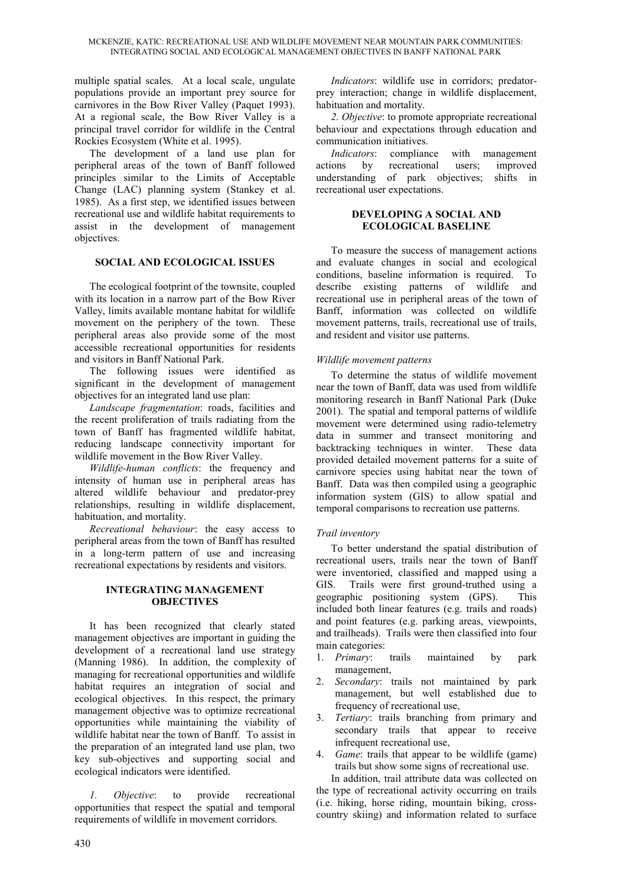multiple spatial scales. At a local scale, ungulate populations provide an important prey source for carnivores in the Bow River Valley (Paquet 1993). At a regional scale, the Bow River Valley is a principal travel corridor for wildlife in the Central Rockies Ecosystem (White et al. 1995).

The development of a land use plan for peripheral areas of the town of Banff followed principles similar to the Limits of Acceptable Change (LAC) planning system (Stankey et al. 1985). As a first step, we identified issues between recreational use and wildlife habitat requirements to assist in the development of management objectives.

## SOCIAL AND ECOLOGICAL ISSUES

The ecological footprint of the townsite, coupled with its location in a narrow part of the Bow River Valley, limits available montane habitat for wildlife movement on the periphery of the town. These peripheral areas also provide some of the most accessible recreational opportunities for residents and visitors in Banff National Park.

The following issues were identified as significant in the development of management objectives for an integrated land use plan:

*Landscape fragmentation*: roads, facilities and the recent proliferation of trails radiating from the town of Banff has fragmented wildlife habitat, reducing landscape connectivity important for wildlife movement in the Bow River Valley.

*Wildlife-human conflicts*: the frequency and intensity of human use in peripheral areas has altered wildlife behaviour and predator-prey relationships, resulting in wildlife displacement, habituation, and mortality.

*Recreational behaviour*: the easy access to peripheral areas from the town of Banff has resulted in a long-term pattern of use and increasing recreational expectations by residents and visitors.

## INTEGRATING MANAGEMENT OBJECTIVES

It has been recognized that clearly stated management objectives are important in guiding the development of a recreational land use strategy (Manning 1986). In addition, the complexity of managing for recreational opportunities and wildlife habitat requires an integration of social and ecological objectives. In this respect, the primary management objective was to optimize recreational opportunities while maintaining the viability of wildlife habitat near the town of Banff. To assist in the preparation of an integrated land use plan, two key sub-objectives and supporting social and ecological indicators were identified.

*1. Objective*: to provide recreational opportunities that respect the spatial and temporal requirements of wildlife in movement corridors.

*Indicators*: wildlife use in corridors; predator-prey interaction; change in wildlife displacement, habituation and mortality.

*2. Objective*: to promote appropriate recreational behaviour and expectations through education and communication initiatives.

*Indicators*: compliance with management actions by recreational users; improved understanding of park objectives; shifts in recreational user expectations.

## DEVELOPING A SOCIAL AND ECOLOGICAL BASELINE

To measure the success of management actions and evaluate changes in social and ecological conditions, baseline information is required. To describe existing patterns of wildlife and recreational use in peripheral areas of the town of Banff, information was collected on wildlife movement patterns, trails, recreational use of trails, and resident and visitor use patterns.

### *Wildlife movement patterns*

To determine the status of wildlife movement near the town of Banff, data was used from wildlife monitoring research in Banff National Park (Duke 2001). The spatial and temporal patterns of wildlife movement were determined using radio-telemetry data in summer and transect monitoring and backtracking techniques in winter. These data provided detailed movement patterns for a suite of carnivore species using habitat near the town of Banff. Data was then compiled using a geographic information system (GIS) to allow spatial and temporal comparisons to recreation use patterns.

### *Trail inventory*

To better understand the spatial distribution of recreational users, trails near the town of Banff were inventoried, classified and mapped using a GIS. Trails were first ground-truthed using a geographic positioning system (GPS). This included both linear features (e.g. trails and roads) and point features (e.g. parking areas, viewpoints, and trailheads). Trails were then classified into four main categories:

1. *Primary*: trails maintained by park management,
2. *Secondary*: trails not maintained by park management, but well established due to frequency of recreational use,
3. *Tertiary*: trails branching from primary and secondary trails that appear to receive infrequent recreational use,
4. *Game*: trails that appear to be wildlife (game) trails but show some signs of recreational use.

In addition, trail attribute data was collected on the type of recreational activity occurring on trails (i.e. hiking, horse riding, mountain biking, cross-country skiing) and information related to surface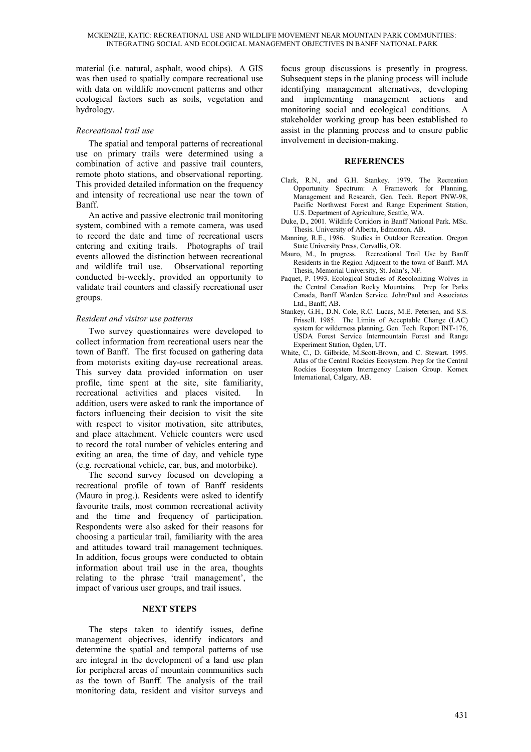material (i.e. natural, asphalt, wood chips). A GIS was then used to spatially compare recreational use with data on wildlife movement patterns and other ecological factors such as soils, vegetation and hydrology.

### *Recreational trail use*

The spatial and temporal patterns of recreational use on primary trails were determined using a combination of active and passive trail counters, remote photo stations, and observational reporting. This provided detailed information on the frequency and intensity of recreational use near the town of Banff.

An active and passive electronic trail monitoring system, combined with a remote camera, was used to record the date and time of recreational users entering and exiting trails. Photographs of trail events allowed the distinction between recreational and wildlife trail use. Observational reporting conducted bi-weekly, provided an opportunity to validate trail counters and classify recreational user groups.

### *Resident and visitor use patterns*

Two survey questionnaires were developed to collect information from recreational users near the town of Banff. The first focused on gathering data from motorists exiting day-use recreational areas. This survey data provided information on user profile, time spent at the site, site familiarity, recreational activities and places visited. In addition, users were asked to rank the importance of factors influencing their decision to visit the site with respect to visitor motivation, site attributes, and place attachment. Vehicle counters were used to record the total number of vehicles entering and exiting an area, the time of day, and vehicle type (e.g. recreational vehicle, car, bus, and motorbike).

The second survey focused on developing a recreational profile of town of Banff residents (Mauro in prog.). Residents were asked to identify favourite trails, most common recreational activity and the time and frequency of participation. Respondents were also asked for their reasons for choosing a particular trail, familiarity with the area and attitudes toward trail management techniques. In addition, focus groups were conducted to obtain information about trail use in the area, thoughts relating to the phrase 'trail management', the impact of various user groups, and trail issues.

## NEXT STEPS

The steps taken to identify issues, define management objectives, identify indicators and determine the spatial and temporal patterns of use are integral in the development of a land use plan for peripheral areas of mountain communities such as the town of Banff. The analysis of the trail monitoring data, resident and visitor surveys and focus group discussions is presently in progress. Subsequent steps in the planing process will include identifying management alternatives, developing and implementing management actions and monitoring social and ecological conditions. A stakeholder working group has been established to assist in the planning process and to ensure public involvement in decision-making.

## REFERENCES

Clark, R.N., and G.H. Stankey. 1979. The Recreation Opportunity Spectrum: A Framework for Planning, Management and Research, Gen. Tech. Report PNW-98, Pacific Northwest Forest and Range Experiment Station, U.S. Department of Agriculture, Seattle, WA.

Duke, D., 2001. Wildlife Corridors in Banff National Park. MSc. Thesis. University of Alberta, Edmonton, AB.

Manning, R.E., 1986. Studies in Outdoor Recreation. Oregon State University Press, Corvallis, OR.

Mauro, M., In progress. Recreational Trail Use by Banff Residents in the Region Adjacent to the town of Banff. MA Thesis, Memorial University, St. John's, NF.

Paquet, P. 1993. Ecological Studies of Recolonizing Wolves in the Central Canadian Rocky Mountains. Prep for Parks Canada, Banff Warden Service. John/Paul and Associates Ltd., Banff, AB.

Stankey, G.H., D.N. Cole, R.C. Lucas, M.E. Petersen, and S.S. Frissell. 1985. The Limits of Acceptable Change (LAC) system for wilderness planning. Gen. Tech. Report INT-176, USDA Forest Service Intermountain Forest and Range Experiment Station, Ogden, UT.

White, C., D. Gilbride, M.Scott-Brown, and C. Stewart. 1995. Atlas of the Central Rockies Ecosystem. Prep for the Central Rockies Ecosystem Interagency Liaison Group. Komex International, Calgary, AB.